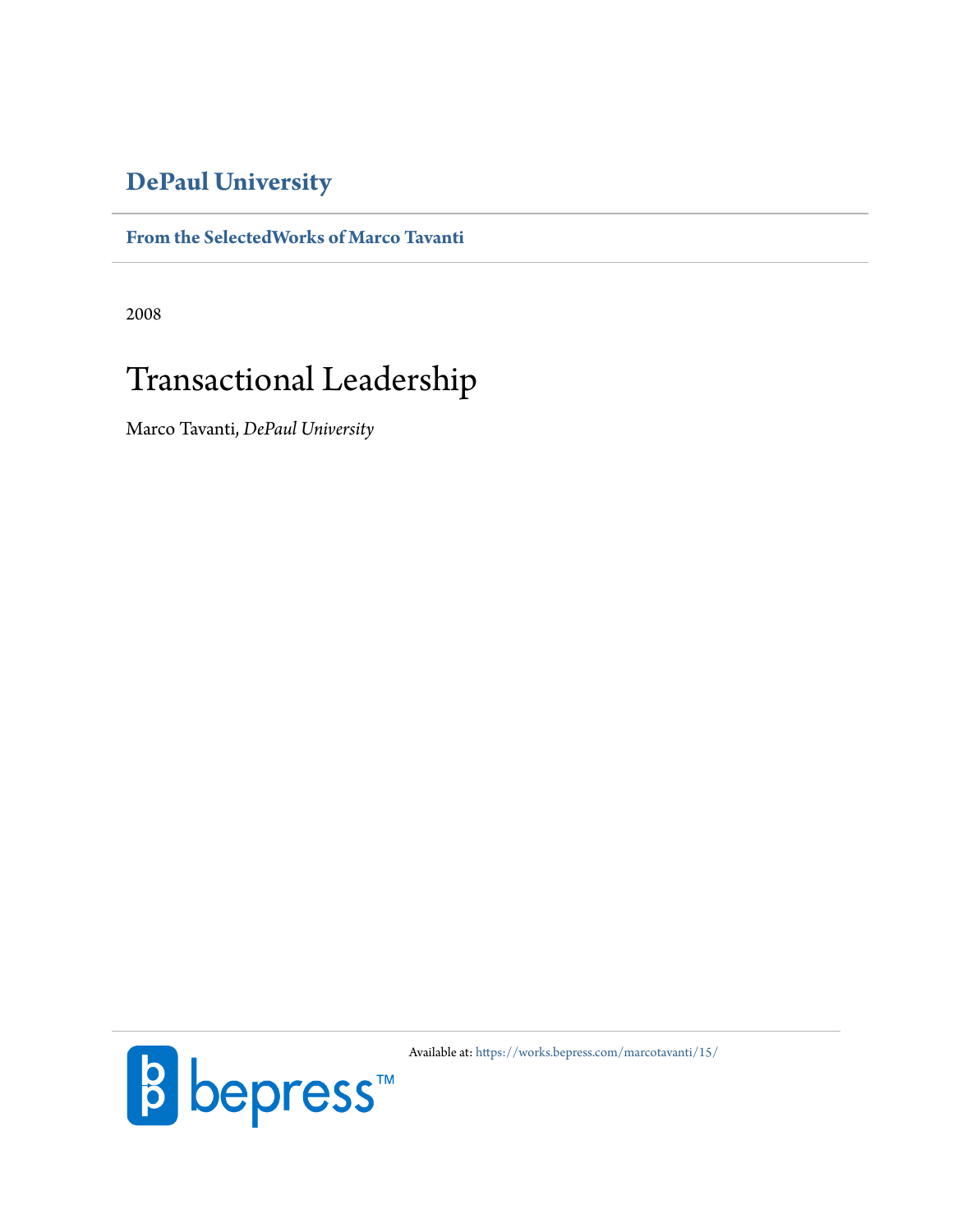# DePaul University

**From the SelectedWorks of Marco Tavanti**

2008

## Transactional Leadership

Marco Tavanti, *DePaul University*

Available at: https://works.bepress.com/marcotavanti/15/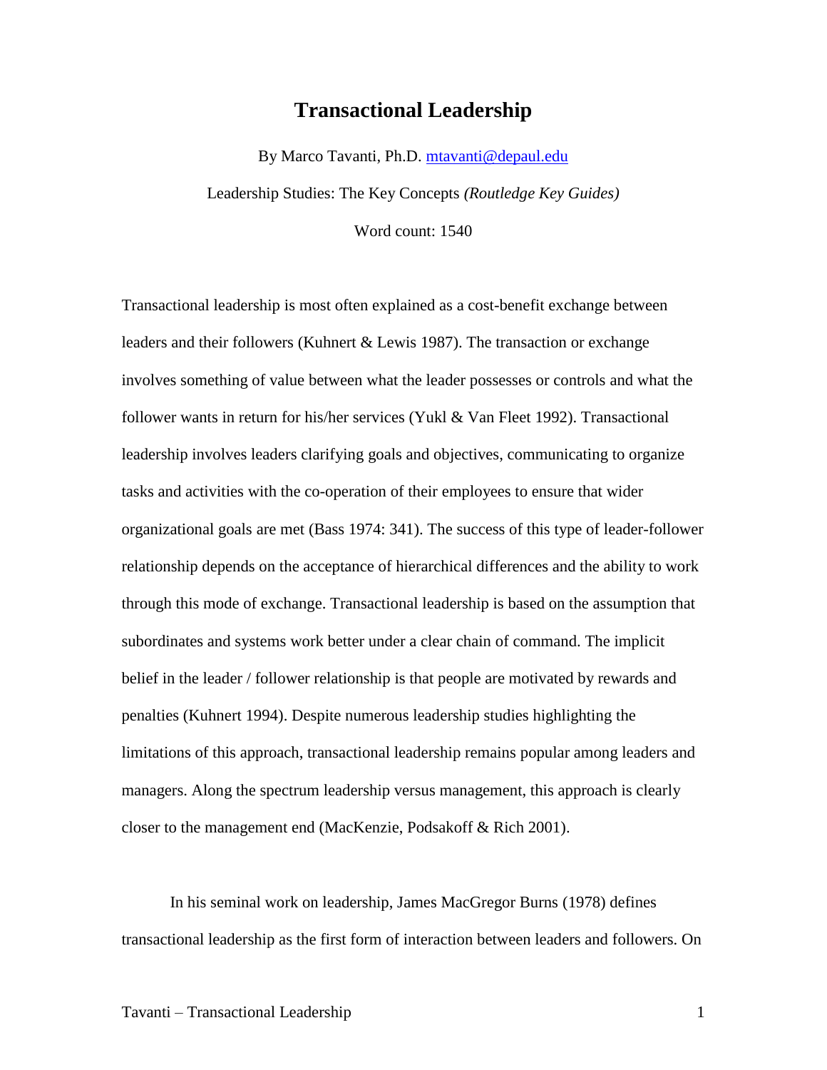# Transactional Leadership

By Marco Tavanti, Ph.D. mtavanti@depaul.edu

Leadership Studies: The Key Concepts *(Routledge Key Guides)*

Word count: 1540

Transactional leadership is most often explained as a cost-benefit exchange between leaders and their followers (Kuhnert & Lewis 1987). The transaction or exchange involves something of value between what the leader possesses or controls and what the follower wants in return for his/her services (Yukl & Van Fleet 1992). Transactional leadership involves leaders clarifying goals and objectives, communicating to organize tasks and activities with the co-operation of their employees to ensure that wider organizational goals are met (Bass 1974: 341). The success of this type of leader-follower relationship depends on the acceptance of hierarchical differences and the ability to work through this mode of exchange. Transactional leadership is based on the assumption that subordinates and systems work better under a clear chain of command. The implicit belief in the leader / follower relationship is that people are motivated by rewards and penalties (Kuhnert 1994). Despite numerous leadership studies highlighting the limitations of this approach, transactional leadership remains popular among leaders and managers. Along the spectrum leadership versus management, this approach is clearly closer to the management end (MacKenzie, Podsakoff & Rich 2001).

In his seminal work on leadership, James MacGregor Burns (1978) defines transactional leadership as the first form of interaction between leaders and followers. On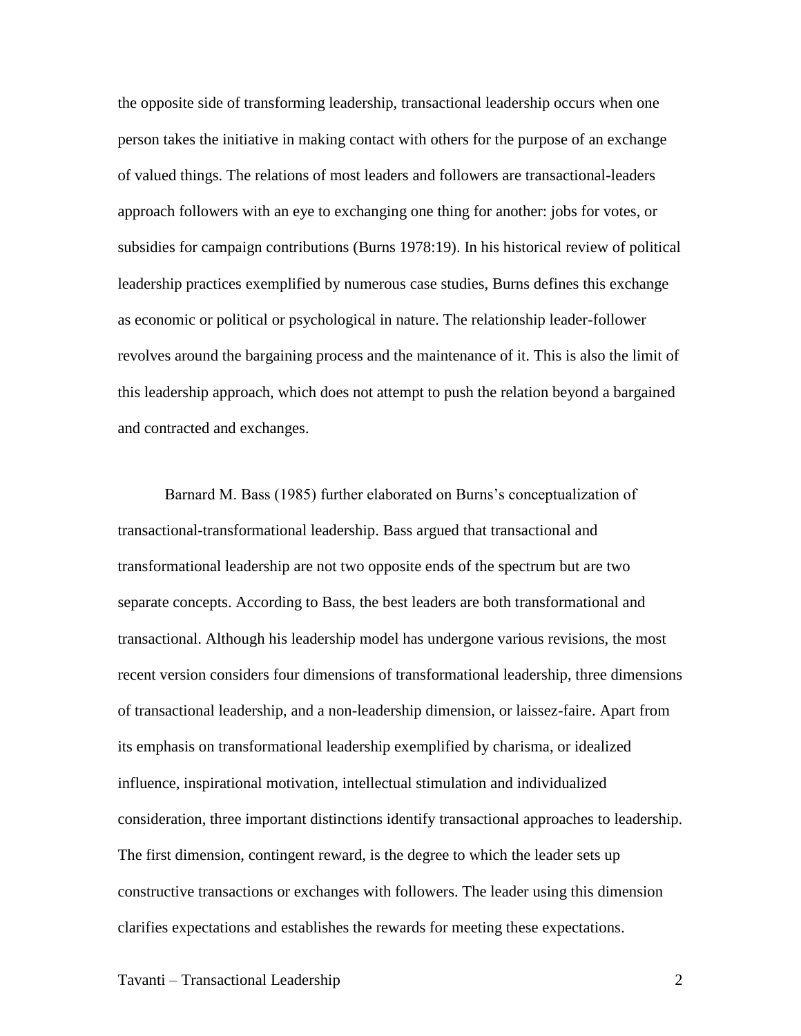the opposite side of transforming leadership, transactional leadership occurs when one person takes the initiative in making contact with others for the purpose of an exchange of valued things. The relations of most leaders and followers are transactional-leaders approach followers with an eye to exchanging one thing for another: jobs for votes, or subsidies for campaign contributions (Burns 1978:19). In his historical review of political leadership practices exemplified by numerous case studies, Burns defines this exchange as economic or political or psychological in nature. The relationship leader-follower revolves around the bargaining process and the maintenance of it. This is also the limit of this leadership approach, which does not attempt to push the relation beyond a bargained and contracted and exchanges.

Barnard M. Bass (1985) further elaborated on Burns's conceptualization of transactional-transformational leadership. Bass argued that transactional and transformational leadership are not two opposite ends of the spectrum but are two separate concepts. According to Bass, the best leaders are both transformational and transactional. Although his leadership model has undergone various revisions, the most recent version considers four dimensions of transformational leadership, three dimensions of transactional leadership, and a non-leadership dimension, or laissez-faire. Apart from its emphasis on transformational leadership exemplified by charisma, or idealized influence, inspirational motivation, intellectual stimulation and individualized consideration, three important distinctions identify transactional approaches to leadership. The first dimension, contingent reward, is the degree to which the leader sets up constructive transactions or exchanges with followers. The leader using this dimension clarifies expectations and establishes the rewards for meeting these expectations.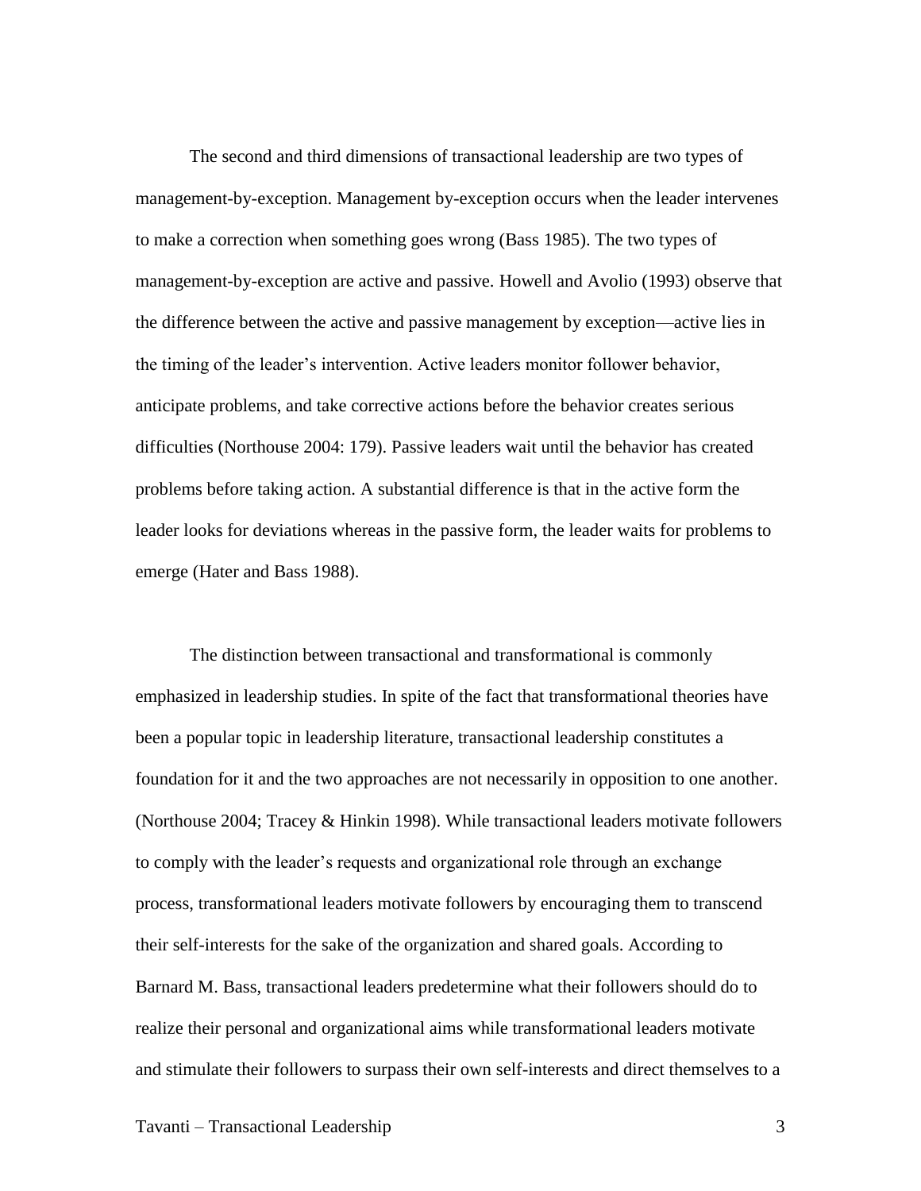The second and third dimensions of transactional leadership are two types of management-by-exception. Management by-exception occurs when the leader intervenes to make a correction when something goes wrong (Bass 1985). The two types of management-by-exception are active and passive. Howell and Avolio (1993) observe that the difference between the active and passive management by exception—active lies in the timing of the leader's intervention. Active leaders monitor follower behavior, anticipate problems, and take corrective actions before the behavior creates serious difficulties (Northouse 2004: 179). Passive leaders wait until the behavior has created problems before taking action. A substantial difference is that in the active form the leader looks for deviations whereas in the passive form, the leader waits for problems to emerge (Hater and Bass 1988).

The distinction between transactional and transformational is commonly emphasized in leadership studies. In spite of the fact that transformational theories have been a popular topic in leadership literature, transactional leadership constitutes a foundation for it and the two approaches are not necessarily in opposition to one another. (Northouse 2004; Tracey & Hinkin 1998). While transactional leaders motivate followers to comply with the leader's requests and organizational role through an exchange process, transformational leaders motivate followers by encouraging them to transcend their self-interests for the sake of the organization and shared goals. According to Barnard M. Bass, transactional leaders predetermine what their followers should do to realize their personal and organizational aims while transformational leaders motivate and stimulate their followers to surpass their own self-interests and direct themselves to a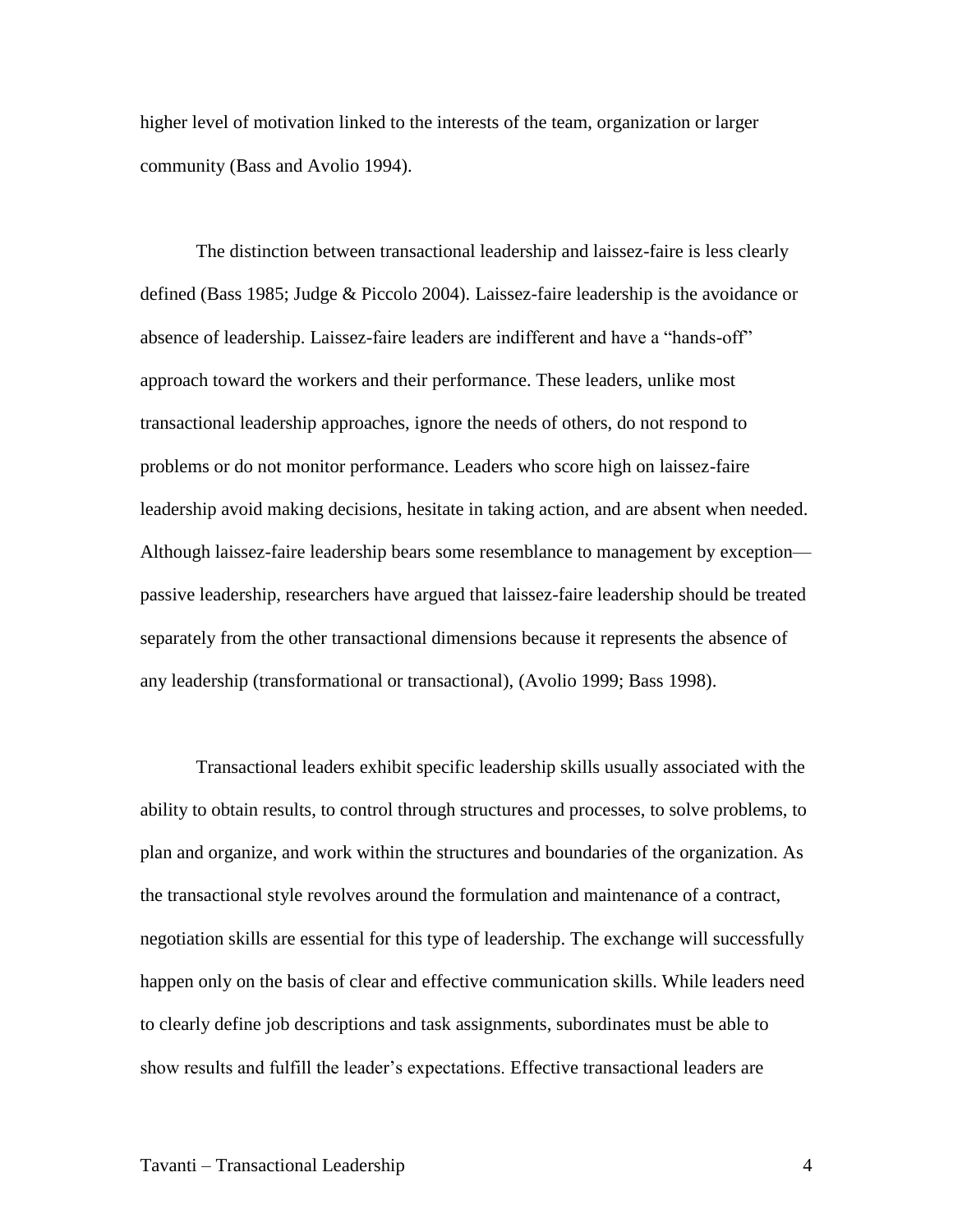higher level of motivation linked to the interests of the team, organization or larger community (Bass and Avolio 1994).

The distinction between transactional leadership and laissez-faire is less clearly defined (Bass 1985; Judge & Piccolo 2004). Laissez-faire leadership is the avoidance or absence of leadership. Laissez-faire leaders are indifferent and have a "hands-off" approach toward the workers and their performance. These leaders, unlike most transactional leadership approaches, ignore the needs of others, do not respond to problems or do not monitor performance. Leaders who score high on laissez-faire leadership avoid making decisions, hesitate in taking action, and are absent when needed. Although laissez-faire leadership bears some resemblance to management by exception—passive leadership, researchers have argued that laissez-faire leadership should be treated separately from the other transactional dimensions because it represents the absence of any leadership (transformational or transactional), (Avolio 1999; Bass 1998).

Transactional leaders exhibit specific leadership skills usually associated with the ability to obtain results, to control through structures and processes, to solve problems, to plan and organize, and work within the structures and boundaries of the organization. As the transactional style revolves around the formulation and maintenance of a contract, negotiation skills are essential for this type of leadership. The exchange will successfully happen only on the basis of clear and effective communication skills. While leaders need to clearly define job descriptions and task assignments, subordinates must be able to show results and fulfill the leader's expectations. Effective transactional leaders are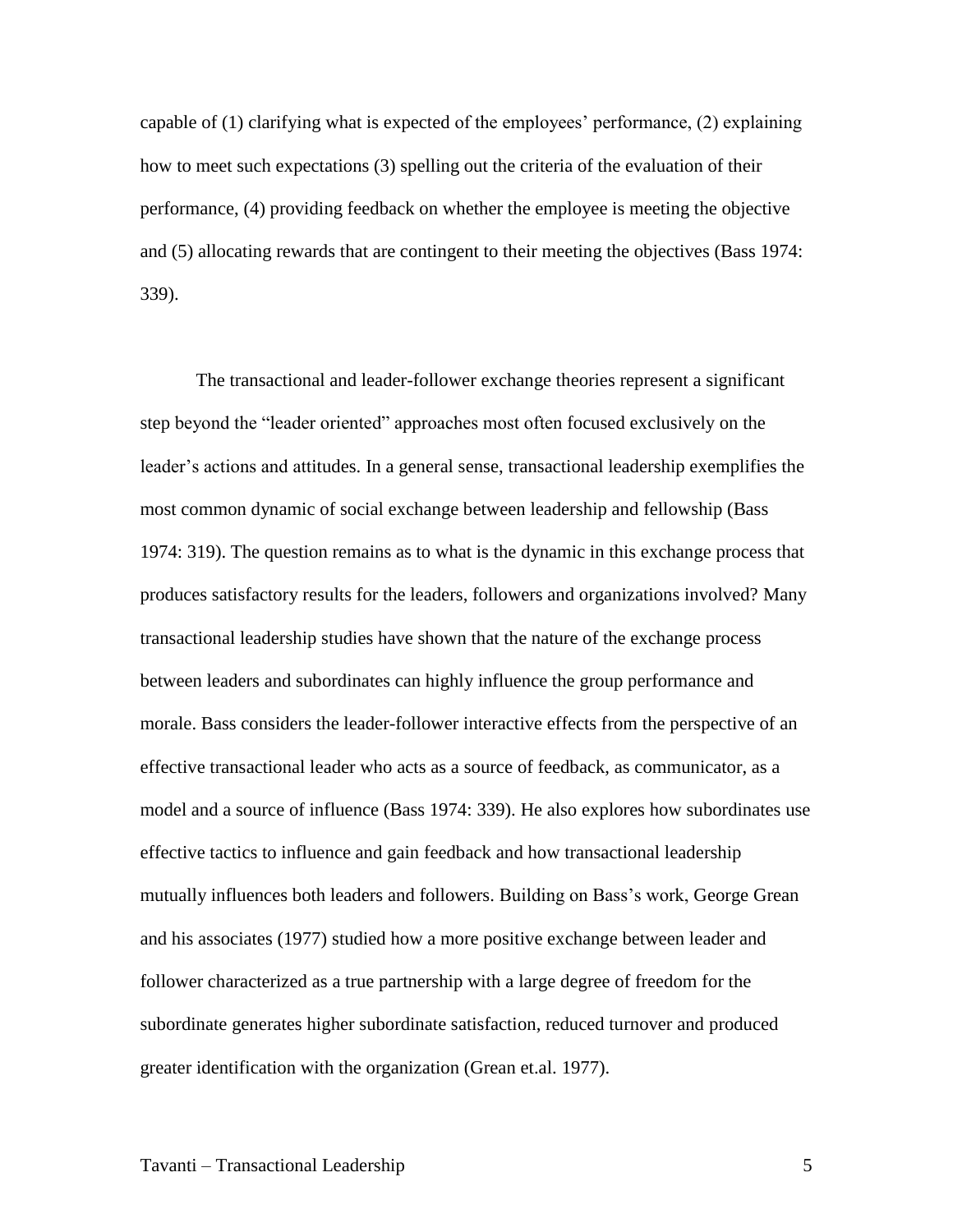capable of (1) clarifying what is expected of the employees' performance, (2) explaining how to meet such expectations (3) spelling out the criteria of the evaluation of their performance, (4) providing feedback on whether the employee is meeting the objective and (5) allocating rewards that are contingent to their meeting the objectives (Bass 1974: 339).

The transactional and leader-follower exchange theories represent a significant step beyond the "leader oriented" approaches most often focused exclusively on the leader's actions and attitudes. In a general sense, transactional leadership exemplifies the most common dynamic of social exchange between leadership and fellowship (Bass 1974: 319). The question remains as to what is the dynamic in this exchange process that produces satisfactory results for the leaders, followers and organizations involved? Many transactional leadership studies have shown that the nature of the exchange process between leaders and subordinates can highly influence the group performance and morale. Bass considers the leader-follower interactive effects from the perspective of an effective transactional leader who acts as a source of feedback, as communicator, as a model and a source of influence (Bass 1974: 339). He also explores how subordinates use effective tactics to influence and gain feedback and how transactional leadership mutually influences both leaders and followers. Building on Bass's work, George Grean and his associates (1977) studied how a more positive exchange between leader and follower characterized as a true partnership with a large degree of freedom for the subordinate generates higher subordinate satisfaction, reduced turnover and produced greater identification with the organization (Grean et.al. 1977).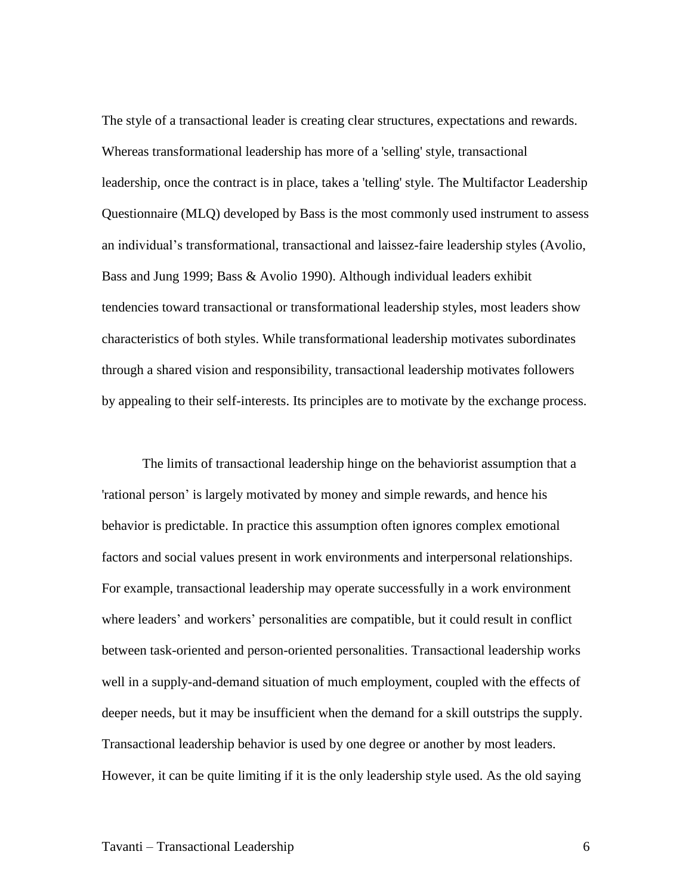The style of a transactional leader is creating clear structures, expectations and rewards. Whereas transformational leadership has more of a 'selling' style, transactional leadership, once the contract is in place, takes a 'telling' style. The Multifactor Leadership Questionnaire (MLQ) developed by Bass is the most commonly used instrument to assess an individual's transformational, transactional and laissez-faire leadership styles (Avolio, Bass and Jung 1999; Bass & Avolio 1990). Although individual leaders exhibit tendencies toward transactional or transformational leadership styles, most leaders show characteristics of both styles. While transformational leadership motivates subordinates through a shared vision and responsibility, transactional leadership motivates followers by appealing to their self-interests. Its principles are to motivate by the exchange process.

The limits of transactional leadership hinge on the behaviorist assumption that a 'rational person' is largely motivated by money and simple rewards, and hence his behavior is predictable. In practice this assumption often ignores complex emotional factors and social values present in work environments and interpersonal relationships. For example, transactional leadership may operate successfully in a work environment where leaders' and workers' personalities are compatible, but it could result in conflict between task-oriented and person-oriented personalities. Transactional leadership works well in a supply-and-demand situation of much employment, coupled with the effects of deeper needs, but it may be insufficient when the demand for a skill outstrips the supply. Transactional leadership behavior is used by one degree or another by most leaders. However, it can be quite limiting if it is the only leadership style used. As the old saying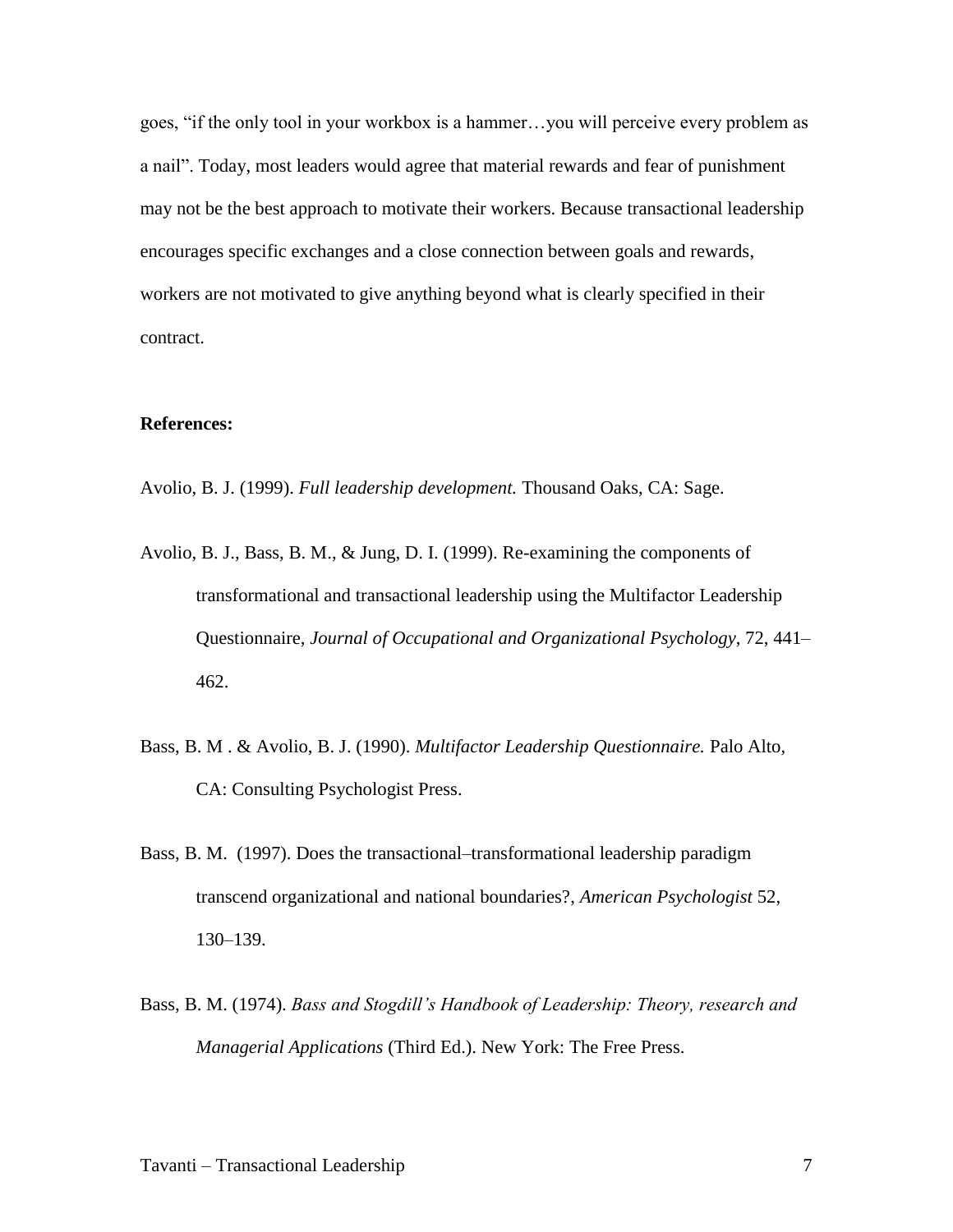goes, "if the only tool in your workbox is a hammer…you will perceive every problem as a nail". Today, most leaders would agree that material rewards and fear of punishment may not be the best approach to motivate their workers. Because transactional leadership encourages specific exchanges and a close connection between goals and rewards, workers are not motivated to give anything beyond what is clearly specified in their contract.

**References:**

Avolio, B. J. (1999). *Full leadership development.* Thousand Oaks, CA: Sage.

Avolio, B. J., Bass, B. M., & Jung, D. I. (1999). Re-examining the components of transformational and transactional leadership using the Multifactor Leadership Questionnaire, *Journal of Occupational and Organizational Psychology*, 72, 441–462.

Bass, B. M . & Avolio, B. J. (1990). *Multifactor Leadership Questionnaire.* Palo Alto, CA: Consulting Psychologist Press.

Bass, B. M. (1997). Does the transactional–transformational leadership paradigm transcend organizational and national boundaries?, *American Psychologist* 52, 130–139.

Bass, B. M. (1974). *Bass and Stogdill's Handbook of Leadership: Theory, research and Managerial Applications* (Third Ed.). New York: The Free Press.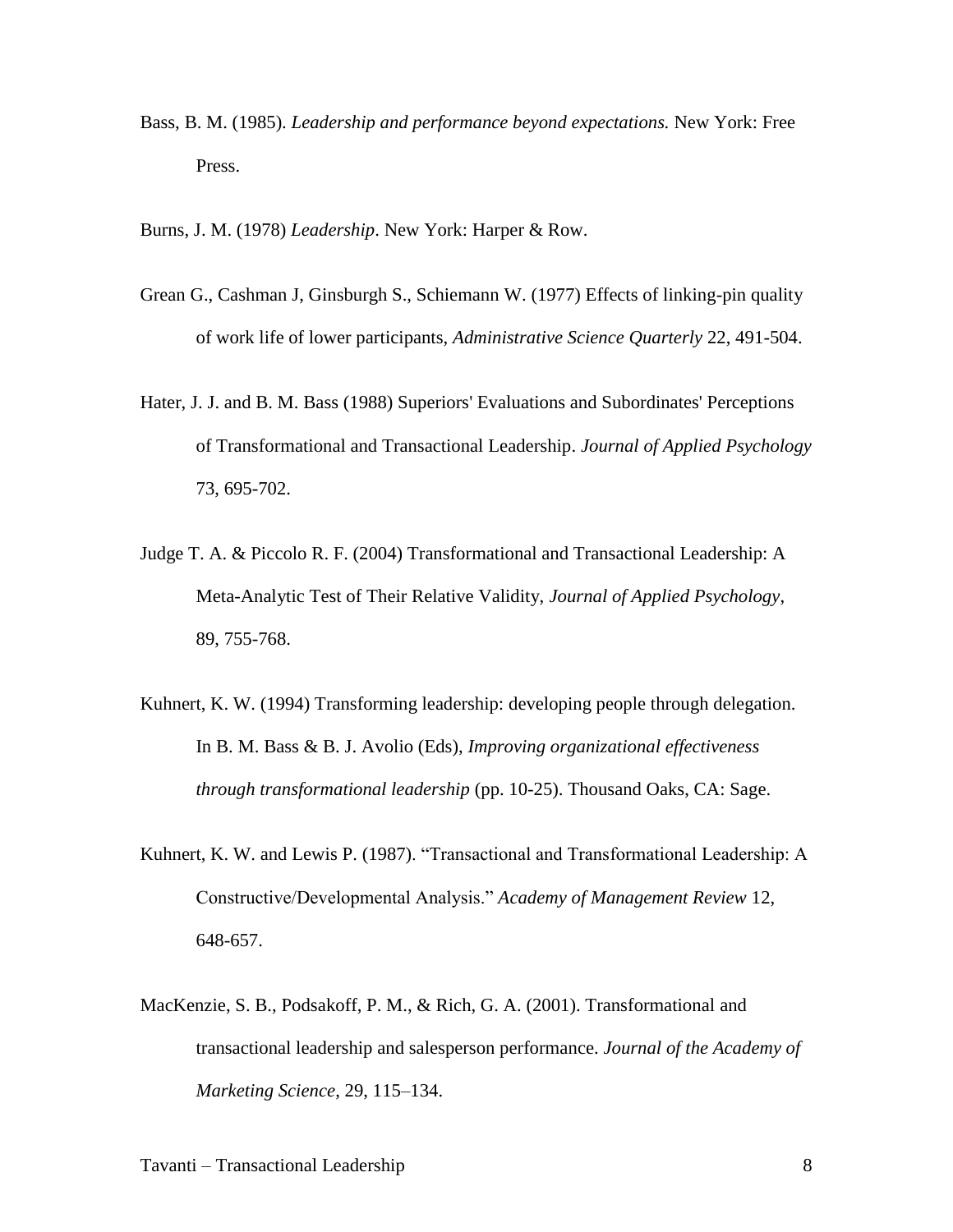Bass, B. M. (1985). *Leadership and performance beyond expectations.* New York: Free Press.

Burns, J. M. (1978) *Leadership*. New York: Harper & Row.

Grean G., Cashman J, Ginsburgh S., Schiemann W. (1977) Effects of linking-pin quality of work life of lower participants, *Administrative Science Quarterly* 22, 491-504.

Hater, J. J. and B. M. Bass (1988) Superiors' Evaluations and Subordinates' Perceptions of Transformational and Transactional Leadership. *Journal of Applied Psychology* 73, 695-702.

Judge T. A. & Piccolo R. F. (2004) Transformational and Transactional Leadership: A Meta-Analytic Test of Their Relative Validity, *Journal of Applied Psychology*, 89, 755-768.

Kuhnert, K. W. (1994) Transforming leadership: developing people through delegation. In B. M. Bass & B. J. Avolio (Eds), *Improving organizational effectiveness through transformational leadership* (pp. 10-25). Thousand Oaks, CA: Sage.

Kuhnert, K. W. and Lewis P. (1987). "Transactional and Transformational Leadership: A Constructive/Developmental Analysis." *Academy of Management Review* 12, 648-657.

MacKenzie, S. B., Podsakoff, P. M., & Rich, G. A. (2001). Transformational and transactional leadership and salesperson performance. *Journal of the Academy of Marketing Science*, 29, 115–134.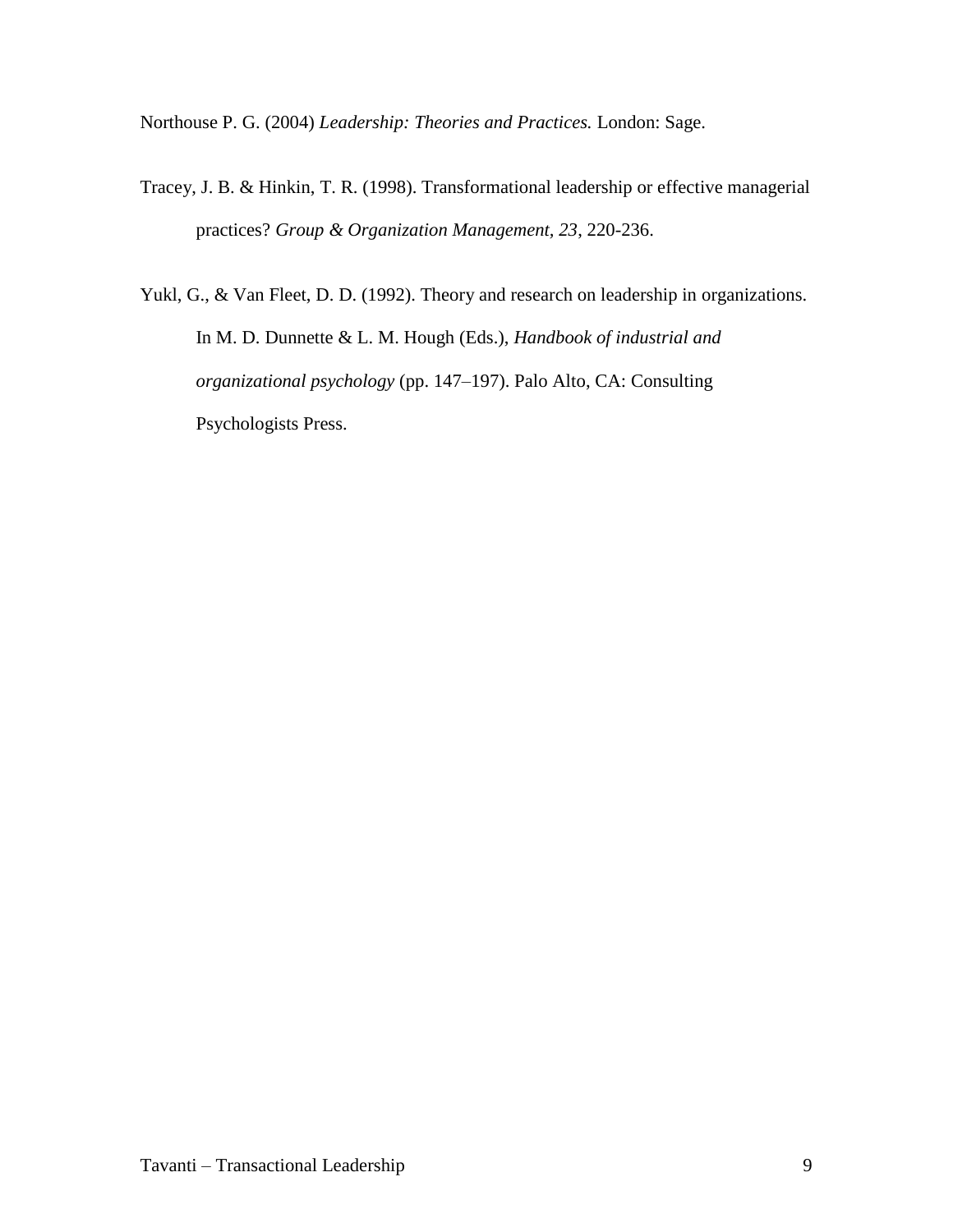Northouse P. G. (2004) *Leadership: Theories and Practices.* London: Sage.

Tracey, J. B. & Hinkin, T. R. (1998). Transformational leadership or effective managerial practices? *Group & Organization Management, 23*, 220-236.

Yukl, G., & Van Fleet, D. D. (1992). Theory and research on leadership in organizations. In M. D. Dunnette & L. M. Hough (Eds.), *Handbook of industrial and organizational psychology* (pp. 147–197). Palo Alto, CA: Consulting Psychologists Press.